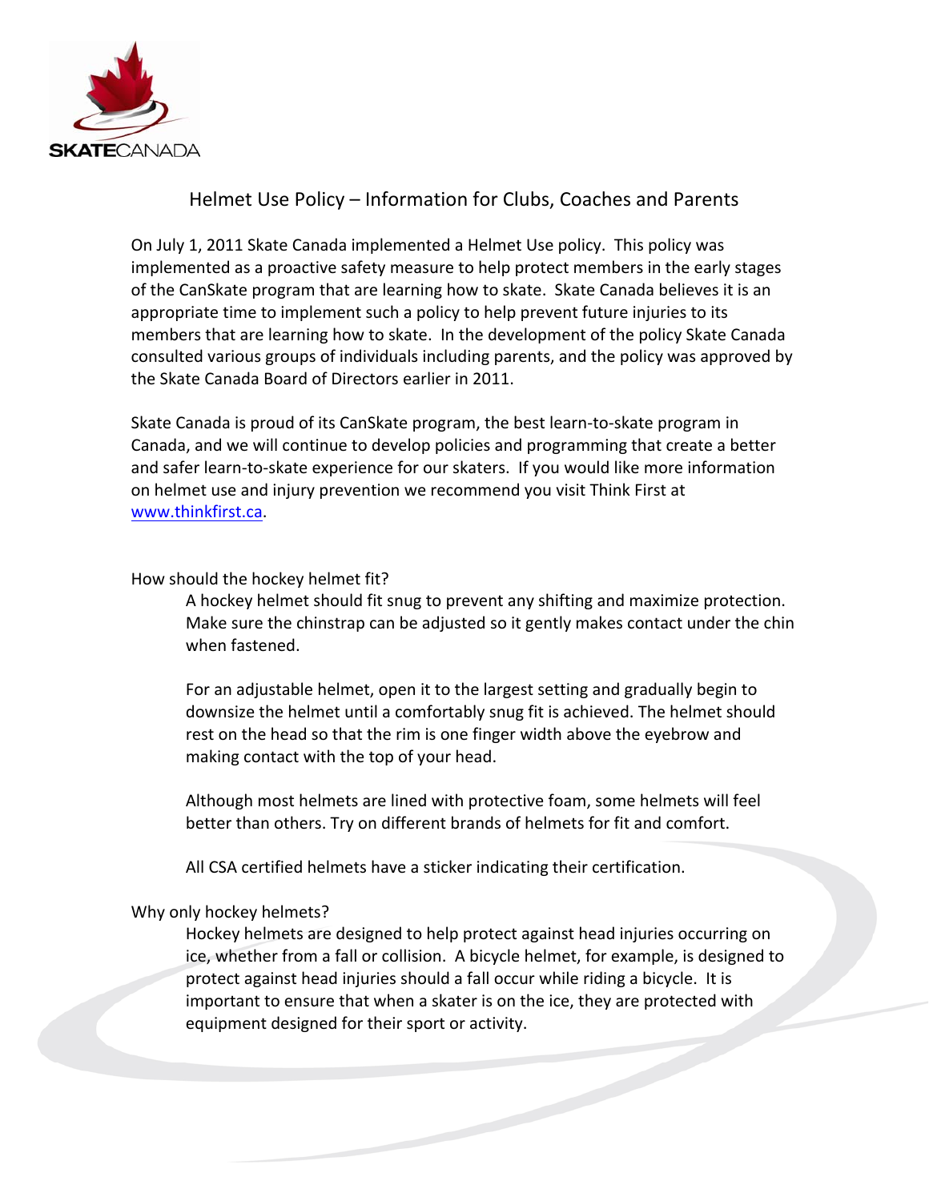SKATECANADA

# Helmet Use Policy – Information for Clubs, Coaches and Parents

On July 1, 2011 Skate Canada implemented a Helmet Use policy. This policy was implemented as a proactive safety measure to help protect members in the early stages of the CanSkate program that are learning how to skate. Skate Canada believes it is an appropriate time to implement such a policy to help prevent future injuries to its members that are learning how to skate. In the development of the policy Skate Canada consulted various groups of individuals including parents, and the policy was approved by the Skate Canada Board of Directors earlier in 2011.

Skate Canada is proud of its CanSkate program, the best learn-to-skate program in Canada, and we will continue to develop policies and programming that create a better and safer learn-to-skate experience for our skaters. If you would like more information on helmet use and injury prevention we recommend you visit Think First at [www.thinkfirst.ca](http://www.thinkfirst.ca).

## How should the hockey helmet fit?

A hockey helmet should fit snug to prevent any shifting and maximize protection. Make sure the chinstrap can be adjusted so it gently makes contact under the chin when fastened.

For an adjustable helmet, open it to the largest setting and gradually begin to downsize the helmet until a comfortably snug fit is achieved. The helmet should rest on the head so that the rim is one finger width above the eyebrow and making contact with the top of your head.

Although most helmets are lined with protective foam, some helmets will feel better than others. Try on different brands of helmets for fit and comfort.

All CSA certified helmets have a sticker indicating their certification.

## Why only hockey helmets?

Hockey helmets are designed to help protect against head injuries occurring on ice, whether from a fall or collision. A bicycle helmet, for example, is designed to protect against head injuries should a fall occur while riding a bicycle. It is important to ensure that when a skater is on the ice, they are protected with equipment designed for their sport or activity.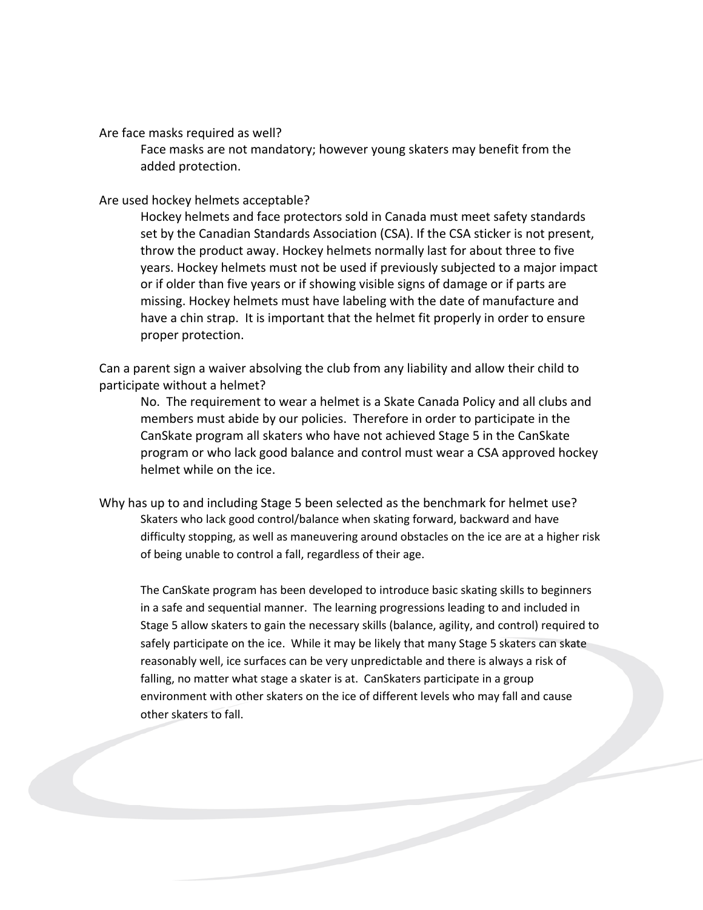Are face masks required as well?

Face masks are not mandatory; however young skaters may benefit from the added protection.

Are used hockey helmets acceptable?

Hockey helmets and face protectors sold in Canada must meet safety standards set by the Canadian Standards Association (CSA). If the CSA sticker is not present, throw the product away. Hockey helmets normally last for about three to five years. Hockey helmets must not be used if previously subjected to a major impact or if older than five years or if showing visible signs of damage or if parts are missing. Hockey helmets must have labeling with the date of manufacture and have a chin strap. It is important that the helmet fit properly in order to ensure proper protection.

Can a parent sign a waiver absolving the club from any liability and allow their child to participate without a helmet?

No. The requirement to wear a helmet is a Skate Canada Policy and all clubs and members must abide by our policies. Therefore in order to participate in the CanSkate program all skaters who have not achieved Stage 5 in the CanSkate program or who lack good balance and control must wear a CSA approved hockey helmet while on the ice.

Why has up to and including Stage 5 been selected as the benchmark for helmet use?

Skaters who lack good control/balance when skating forward, backward and have difficulty stopping, as well as maneuvering around obstacles on the ice are at a higher risk of being unable to control a fall, regardless of their age.

The CanSkate program has been developed to introduce basic skating skills to beginners in a safe and sequential manner. The learning progressions leading to and included in Stage 5 allow skaters to gain the necessary skills (balance, agility, and control) required to safely participate on the ice. While it may be likely that many Stage 5 skaters can skate reasonably well, ice surfaces can be very unpredictable and there is always a risk of falling, no matter what stage a skater is at. CanSkaters participate in a group environment with other skaters on the ice of different levels who may fall and cause other skaters to fall.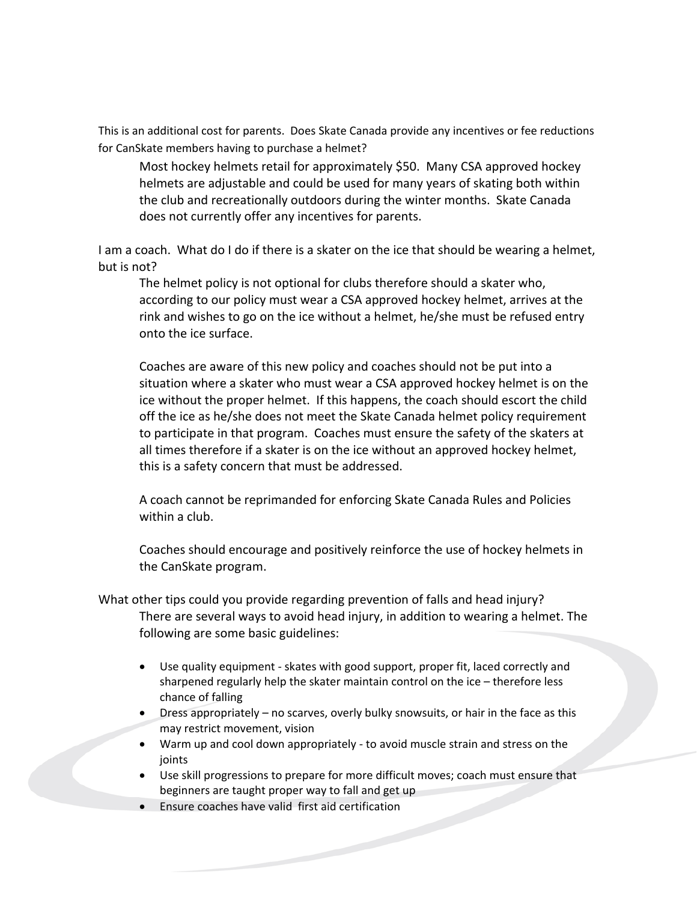This is an additional cost for parents. Does Skate Canada provide any incentives or fee reductions for CanSkate members having to purchase a helmet?

Most hockey helmets retail for approximately $50. Many CSA approved hockey helmets are adjustable and could be used for many years of skating both within the club and recreationally outdoors during the winter months. Skate Canada does not currently offer any incentives for parents.

I am a coach. What do I do if there is a skater on the ice that should be wearing a helmet, but is not?

The helmet policy is not optional for clubs therefore should a skater who, according to our policy must wear a CSA approved hockey helmet, arrives at the rink and wishes to go on the ice without a helmet, he/she must be refused entry onto the ice surface.

Coaches are aware of this new policy and coaches should not be put into a situation where a skater who must wear a CSA approved hockey helmet is on the ice without the proper helmet. If this happens, the coach should escort the child off the ice as he/she does not meet the Skate Canada helmet policy requirement to participate in that program. Coaches must ensure the safety of the skaters at all times therefore if a skater is on the ice without an approved hockey helmet, this is a safety concern that must be addressed.

A coach cannot be reprimanded for enforcing Skate Canada Rules and Policies within a club.

Coaches should encourage and positively reinforce the use of hockey helmets in the CanSkate program.

What other tips could you provide regarding prevention of falls and head injury?

There are several ways to avoid head injury, in addition to wearing a helmet. The following are some basic guidelines:

- Use quality equipment - skates with good support, proper fit, laced correctly and sharpened regularly help the skater maintain control on the ice – therefore less chance of falling
- Dress appropriately – no scarves, overly bulky snowsuits, or hair in the face as this may restrict movement, vision
- Warm up and cool down appropriately - to avoid muscle strain and stress on the joints
- Use skill progressions to prepare for more difficult moves; coach must ensure that beginners are taught proper way to fall and get up
- Ensure coaches have valid first aid certification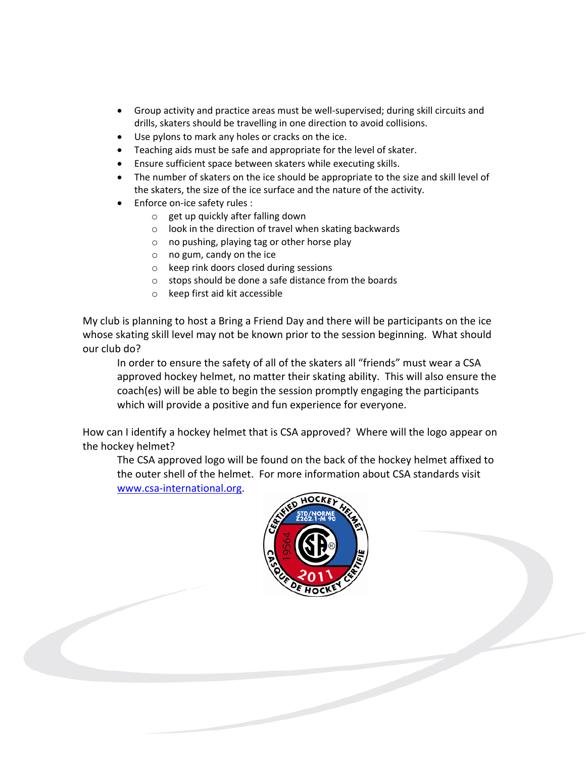- Group activity and practice areas must be well-supervised; during skill circuits and drills, skaters should be travelling in one direction to avoid collisions.
- Use pylons to mark any holes or cracks on the ice.
- Teaching aids must be safe and appropriate for the level of skater.
- Ensure sufficient space between skaters while executing skills.
- The number of skaters on the ice should be appropriate to the size and skill level of the skaters, the size of the ice surface and the nature of the activity.
- Enforce on-ice safety rules :
  - get up quickly after falling down
  - look in the direction of travel when skating backwards
  - no pushing, playing tag or other horse play
  - no gum, candy on the ice
  - keep rink doors closed during sessions
  - stops should be done a safe distance from the boards
  - keep first aid kit accessible

My club is planning to host a Bring a Friend Day and there will be participants on the ice whose skating skill level may not be known prior to the session beginning. What should our club do?

> In order to ensure the safety of all of the skaters all "friends" must wear a CSA approved hockey helmet, no matter their skating ability. This will also ensure the coach(es) will be able to begin the session promptly engaging the participants which will provide a positive and fun experience for everyone.

How can I identify a hockey helmet that is CSA approved? Where will the logo appear on the hockey helmet?

> The CSA approved logo will be found on the back of the hockey helmet affixed to the outer shell of the helmet. For more information about CSA standards visit [www.csa-international.org](http://www.csa-international.org).

CERTIFIED HOCKEY HELMET
STD/NORME Z262.1-M 90
19564
2011
CASQUE DE HOCKEY CERTIFIE